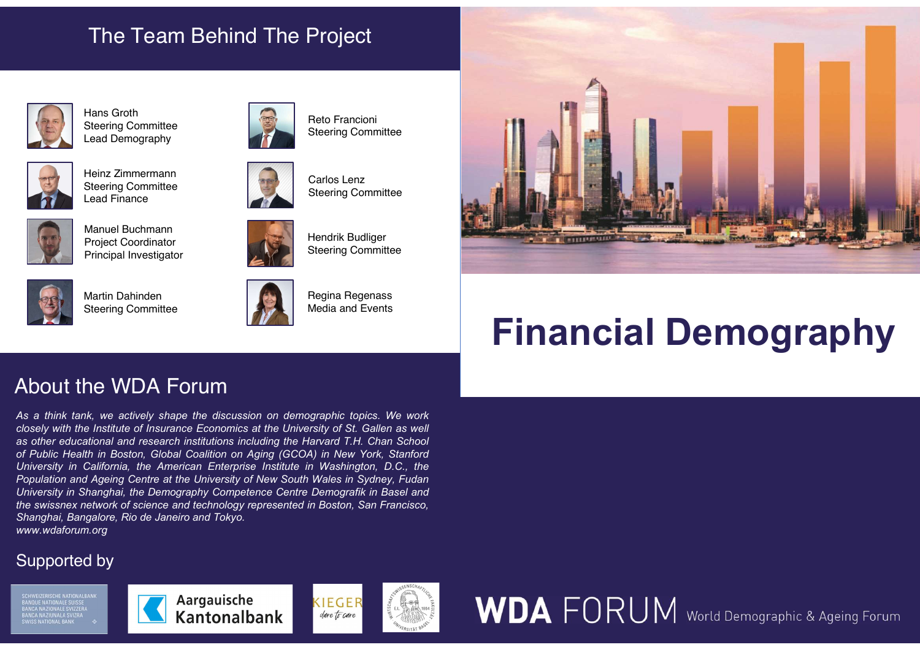## The Team Behind The Project

Hans Groth
Steering Committee
Lead Demography

Heinz Zimmermann
Steering Committee
Lead Finance

Manuel Buchmann
Project Coordinator
Principal Investigator

Martin Dahinden
Steering Committee

Reto Francioni
Steering Committee

Carlos Lenz
Steering Committee

Hendrik Budliger
Steering Committee

Regina Regenass
Media and Events

# Financial Demography

## About the WDA Forum

*As a think tank, we actively shape the discussion on demographic topics. We work closely with the Institute of Insurance Economics at the University of St. Gallen as well as other educational and research institutions including the Harvard T.H. Chan School of Public Health in Boston, Global Coalition on Aging (GCOA) in New York, Stanford University in California, the American Enterprise Institute in Washington, D.C., the Population and Ageing Centre at the University of New South Wales in Sydney, Fudan University in Shanghai, the Demography Competence Centre Demografik in Basel and the swissnex network of science and technology represented in Boston, San Francisco, Shanghai, Bangalore, Rio de Janeiro and Tokyo.*
*www.wdaforum.org*

## Supported by

SCHWEIZERISCHE NATIONALBANK
BANQUE NATIONALE SUISSE
BANCA NAZIONALE SVIZZERA
BANCA NAZIUNALA SVIZRA
SWISS NATIONAL BANK

Aargauische Kantonalbank

KIEGER
dare to care

WIRTSCHAFTSWISSENSCHAFTLICHE FAKULTÄT UNIVERSITÄT BASEL

**WDA** FORUM World Demographic & Ageing Forum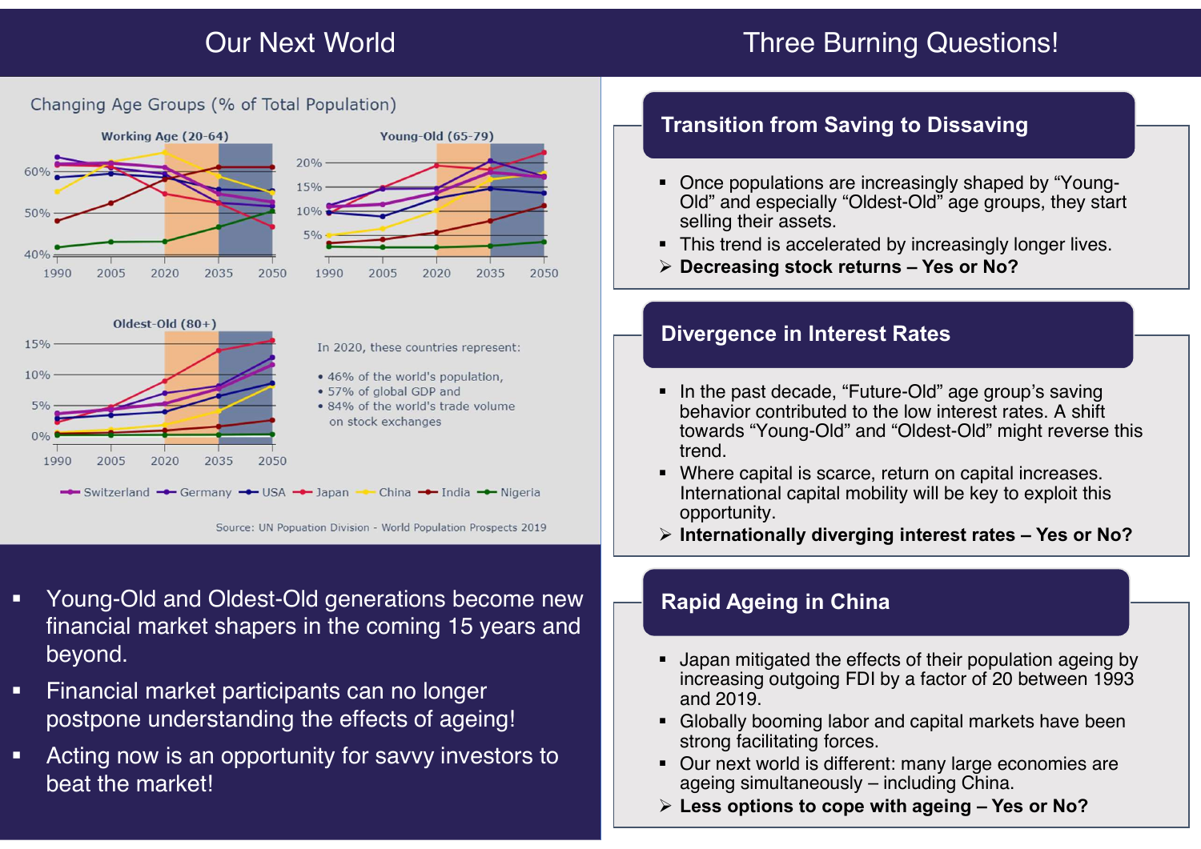## Our Next World

Changing Age Groups (% of Total Population)

Working Age (20-64)

60%
50%
40%
1990 2005 2020 2035 2050

Young-Old (65-79)

20%
15%
10%
5%
1990 2005 2020 2035 2050

Oldest-Old (80+)

15%
10%
5%
0%
1990 2005 2020 2035 2050

In 2020, these countries represent:

- 46% of the world's population,
- 57% of global GDP and
- 84% of the world's trade volume on stock exchanges

Switzerland Germany USA Japan China India Nigeria

Source: UN Popuation Division - World Population Prospects 2019

- Young-Old and Oldest-Old generations become new financial market shapers in the coming 15 years and beyond.
- Financial market participants can no longer postpone understanding the effects of ageing!
- Acting now is an opportunity for savvy investors to beat the market!

## Three Burning Questions!

### Transition from Saving to Dissaving

- Once populations are increasingly shaped by "Young-Old" and especially "Oldest-Old" age groups, they start selling their assets.
- This trend is accelerated by increasingly longer lives.

➢ **Decreasing stock returns – Yes or No?**

### Divergence in Interest Rates

- In the past decade, "Future-Old" age group's saving behavior contributed to the low interest rates. A shift towards "Young-Old" and "Oldest-Old" might reverse this trend.
- Where capital is scarce, return on capital increases. International capital mobility will be key to exploit this opportunity.

➢ **Internationally diverging interest rates – Yes or No?**

### Rapid Ageing in China

- Japan mitigated the effects of their population ageing by increasing outgoing FDI by a factor of 20 between 1993 and 2019.
- Globally booming labor and capital markets have been strong facilitating forces.
- Our next world is different: many large economies are ageing simultaneously – including China.

➢ **Less options to cope with ageing – Yes or No?**